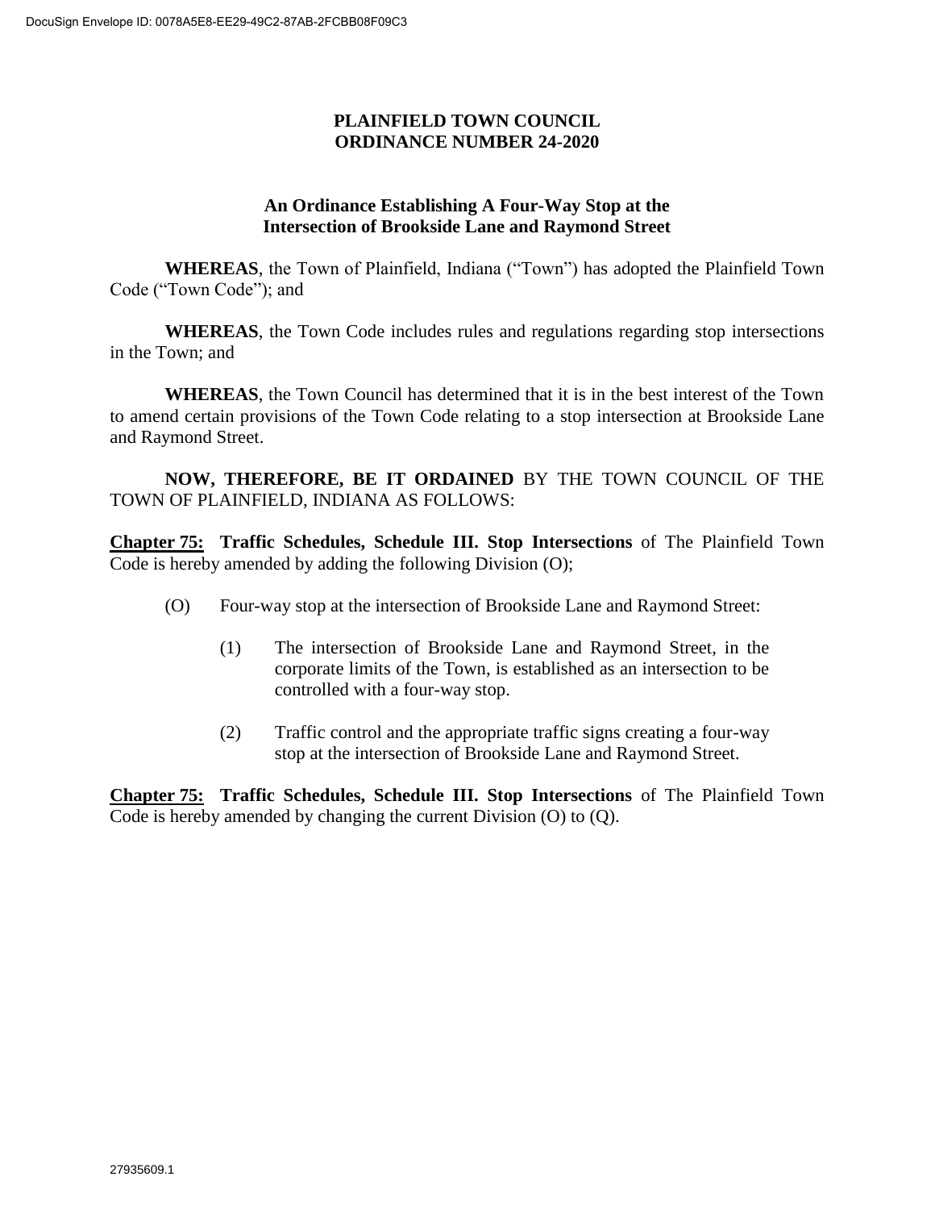# PLAINFIELD TOWN COUNCIL
# ORDINANCE NUMBER 24-2020

## An Ordinance Establishing A Four-Way Stop at the Intersection of Brookside Lane and Raymond Street

**WHEREAS**, the Town of Plainfield, Indiana ("Town") has adopted the Plainfield Town Code ("Town Code"); and

**WHEREAS**, the Town Code includes rules and regulations regarding stop intersections in the Town; and

**WHEREAS**, the Town Council has determined that it is in the best interest of the Town to amend certain provisions of the Town Code relating to a stop intersection at Brookside Lane and Raymond Street.

**NOW, THEREFORE, BE IT ORDAINED** BY THE TOWN COUNCIL OF THE TOWN OF PLAINFIELD, INDIANA AS FOLLOWS:

**Chapter 75: Traffic Schedules, Schedule III. Stop Intersections** of The Plainfield Town Code is hereby amended by adding the following Division (O);

(O) Four-way stop at the intersection of Brookside Lane and Raymond Street:

(1) The intersection of Brookside Lane and Raymond Street, in the corporate limits of the Town, is established as an intersection to be controlled with a four-way stop.

(2) Traffic control and the appropriate traffic signs creating a four-way stop at the intersection of Brookside Lane and Raymond Street.

**Chapter 75: Traffic Schedules, Schedule III. Stop Intersections** of The Plainfield Town Code is hereby amended by changing the current Division (O) to (Q).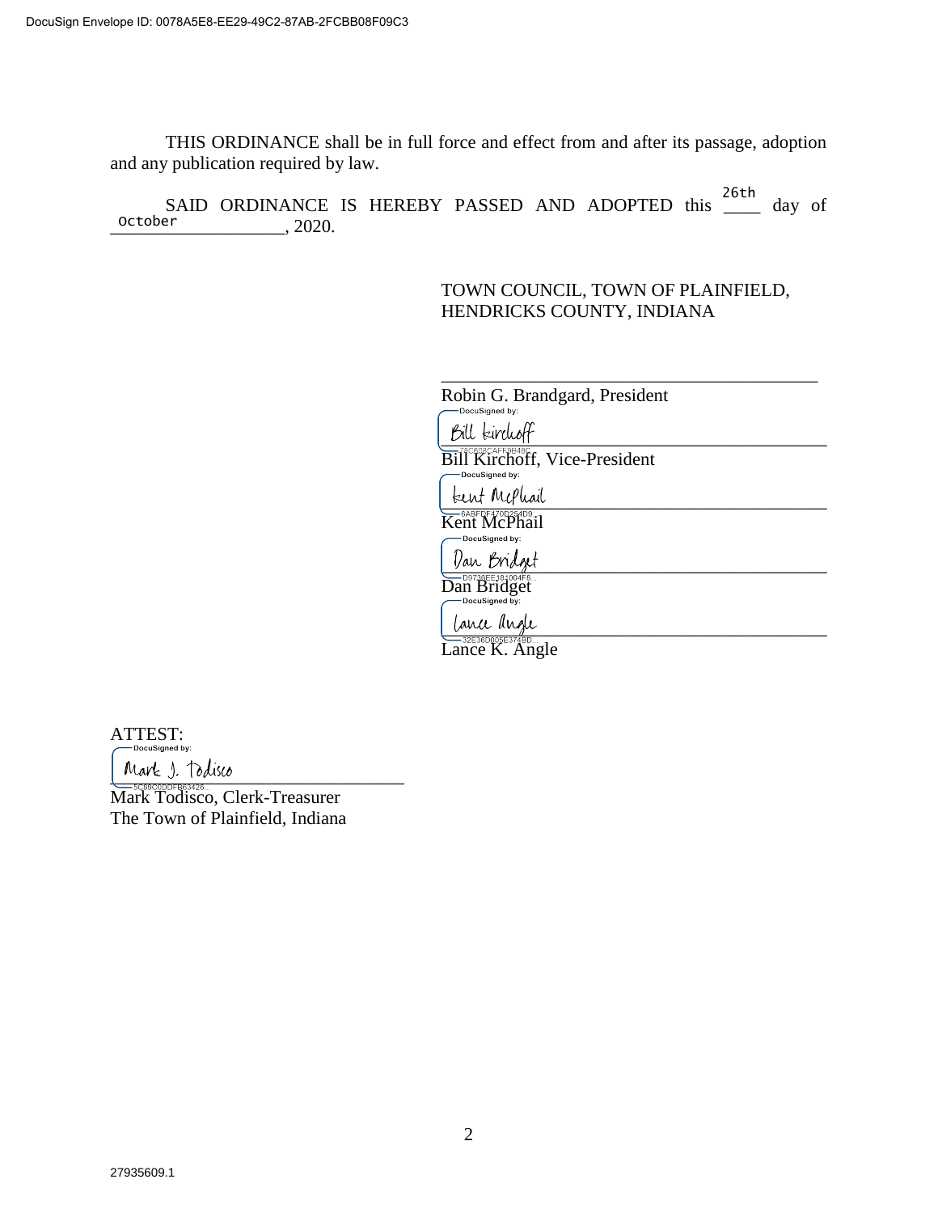THIS ORDINANCE shall be in full force and effect from and after its passage, adoption and any publication required by law.

SAID ORDINANCE IS HEREBY PASSED AND ADOPTED this 26th day of October, 2020.

TOWN COUNCIL, TOWN OF PLAINFIELD,
HENDRICKS COUNTY, INDIANA

\_\_\_\_\_\_\_\_\_\_\_\_\_\_\_\_\_\_\_\_\_\_\_\_\_\_\_\_\_\_\_\_\_\_\_\_\_\_\_\_
Robin G. Brandgard, President

DocuSigned by:
Bill Kirchoff
78C608CAFF0B48C...
Bill Kirchoff, Vice-President

DocuSigned by:
Kent McPhail
6ABFDF470D254D9...
Kent McPhail

DocuSigned by:
Dan Bridget
D9736EE181004F8...
Dan Bridget

DocuSigned by:
Lance Angle
32E36D005E374BD...
Lance K. Angle

ATTEST:

DocuSigned by:
Mark J. Todisco
5C89C0DDFB63426...
Mark Todisco, Clerk-Treasurer
The Town of Plainfield, Indiana

27935609.1